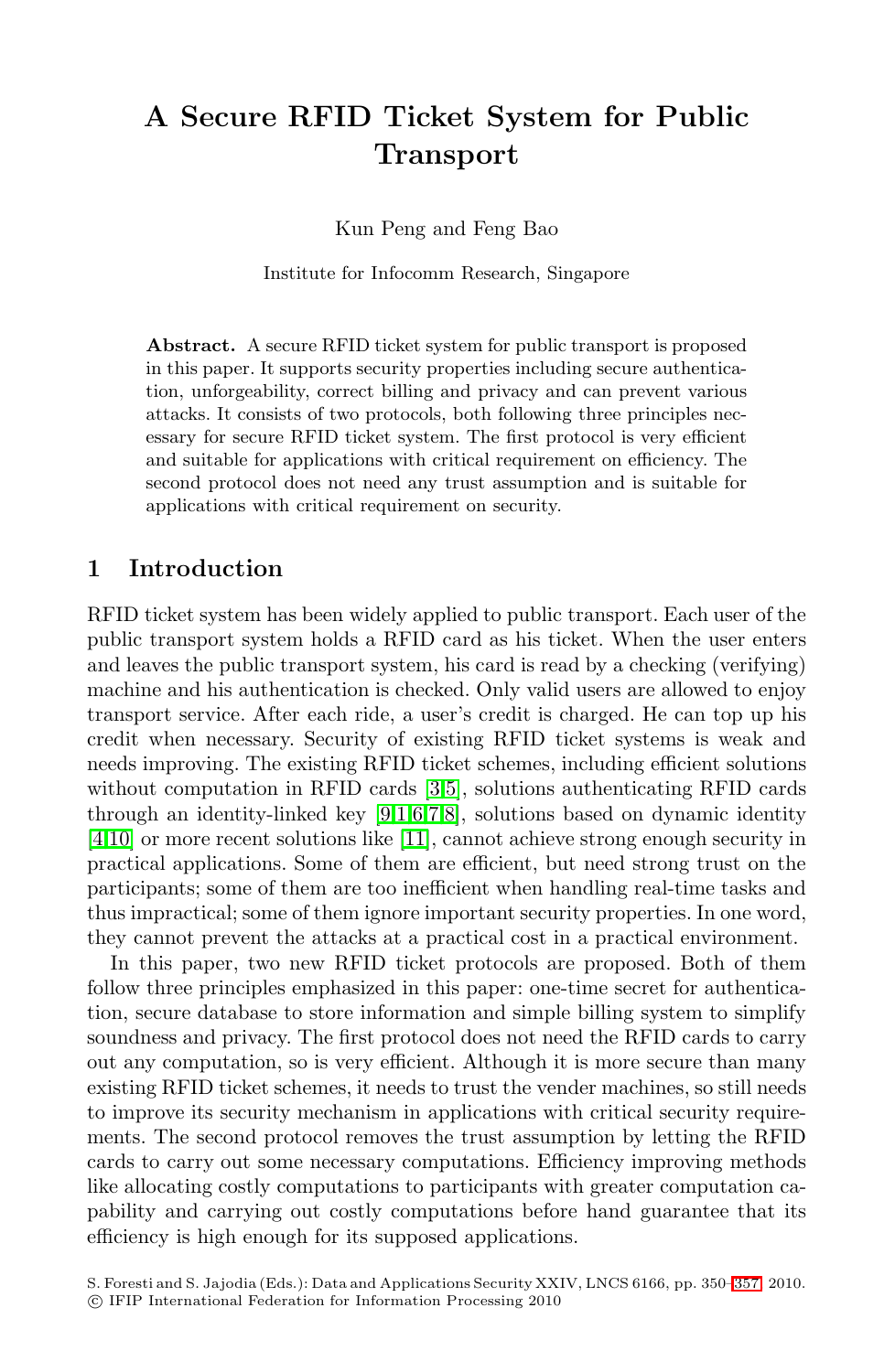# A Secure RFID Ticket System for Public Transport

Kun Peng and Feng Bao

Institute for Infocomm Research, Singapore

**Abstract.** A secure RFID ticket system for public transport is proposed in this paper. It supports security properties including secure authentication, unforgeability, correct billing and privacy and can prevent various attacks. It consists of two protocols, both following three principles necessary for secure RFID ticket system. The first protocol is very efficient and suitable for applications with critical requirement on efficiency. The second protocol does not need any trust assumption and is suitable for applications with critical requirement on security.

## 1 Introduction

RFID ticket system has been widely applied to public transport. Each user of the public transport system holds a RFID card as his ticket. When the user enters and leaves the public transport system, his card is read by a checking (verifying) machine and his authentication is checked. Only valid users are allowed to enjoy transport service. After each ride, a user's credit is charged. He can top up his credit when necessary. Security of existing RFID ticket systems is weak and needs improving. The existing RFID ticket schemes, including efficient solutions without computation in RFID cards [3,5], solutions authenticating RFID cards through an identity-linked key [9,1,6,7,8], solutions based on dynamic identity [4,10] or more recent solutions like [11], cannot achieve strong enough security in practical applications. Some of them are efficient, but need strong trust on the participants; some of them are too inefficient when handling real-time tasks and thus impractical; some of them ignore important security properties. In one word, they cannot prevent the attacks at a practical cost in a practical environment.

In this paper, two new RFID ticket protocols are proposed. Both of them follow three principles emphasized in this paper: one-time secret for authentication, secure database to store information and simple billing system to simplify soundness and privacy. The first protocol does not need the RFID cards to carry out any computation, so is very efficient. Although it is more secure than many existing RFID ticket schemes, it needs to trust the vender machines, so still needs to improve its security mechanism in applications with critical security requirements. The second protocol removes the trust assumption by letting the RFID cards to carry out some necessary computations. Efficiency improving methods like allocating costly computations to participants with greater computation capability and carrying out costly computations before hand guarantee that its efficiency is high enough for its supposed applications.

S. Foresti and S. Jajodia (Eds.): Data and Applications Security XXIV, LNCS 6166, pp. 350–357, 2010.
© IFIP International Federation for Information Processing 2010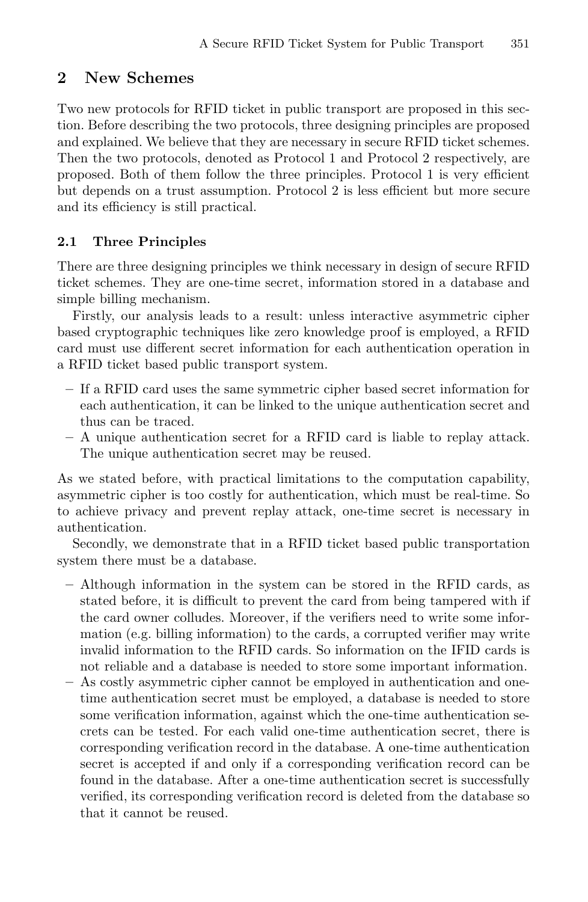## 2 New Schemes

Two new protocols for RFID ticket in public transport are proposed in this section. Before describing the two protocols, three designing principles are proposed and explained. We believe that they are necessary in secure RFID ticket schemes. Then the two protocols, denoted as Protocol 1 and Protocol 2 respectively, are proposed. Both of them follow the three principles. Protocol 1 is very efficient but depends on a trust assumption. Protocol 2 is less efficient but more secure and its efficiency is still practical.

### 2.1 Three Principles

There are three designing principles we think necessary in design of secure RFID ticket schemes. They are one-time secret, information stored in a database and simple billing mechanism.

Firstly, our analysis leads to a result: unless interactive asymmetric cipher based cryptographic techniques like zero knowledge proof is employed, a RFID card must use different secret information for each authentication operation in a RFID ticket based public transport system.

- If a RFID card uses the same symmetric cipher based secret information for each authentication, it can be linked to the unique authentication secret and thus can be traced.
- A unique authentication secret for a RFID card is liable to replay attack. The unique authentication secret may be reused.

As we stated before, with practical limitations to the computation capability, asymmetric cipher is too costly for authentication, which must be real-time. So to achieve privacy and prevent replay attack, one-time secret is necessary in authentication.

Secondly, we demonstrate that in a RFID ticket based public transportation system there must be a database.

- Although information in the system can be stored in the RFID cards, as stated before, it is difficult to prevent the card from being tampered with if the card owner colludes. Moreover, if the verifiers need to write some information (e.g. billing information) to the cards, a corrupted verifier may write invalid information to the RFID cards. So information on the IFID cards is not reliable and a database is needed to store some important information.
- As costly asymmetric cipher cannot be employed in authentication and one-time authentication secret must be employed, a database is needed to store some verification information, against which the one-time authentication secrets can be tested. For each valid one-time authentication secret, there is corresponding verification record in the database. A one-time authentication secret is accepted if and only if a corresponding verification record can be found in the database. After a one-time authentication secret is successfully verified, its corresponding verification record is deleted from the database so that it cannot be reused.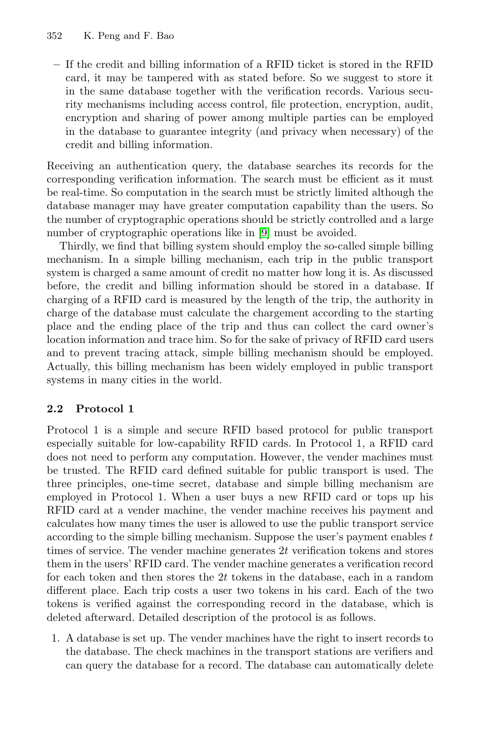– If the credit and billing information of a RFID ticket is stored in the RFID card, it may be tampered with as stated before. So we suggest to store it in the same database together with the verification records. Various security mechanisms including access control, file protection, encryption, audit, encryption and sharing of power among multiple parties can be employed in the database to guarantee integrity (and privacy when necessary) of the credit and billing information.

Receiving an authentication query, the database searches its records for the corresponding verification information. The search must be efficient as it must be real-time. So computation in the search must be strictly limited although the database manager may have greater computation capability than the users. So the number of cryptographic operations should be strictly controlled and a large number of cryptographic operations like in [9] must be avoided.

Thirdly, we find that billing system should employ the so-called simple billing mechanism. In a simple billing mechanism, each trip in the public transport system is charged a same amount of credit no matter how long it is. As discussed before, the credit and billing information should be stored in a database. If charging of a RFID card is measured by the length of the trip, the authority in charge of the database must calculate the chargement according to the starting place and the ending place of the trip and thus can collect the card owner's location information and trace him. So for the sake of privacy of RFID card users and to prevent tracing attack, simple billing mechanism should be employed. Actually, this billing mechanism has been widely employed in public transport systems in many cities in the world.

## 2.2 Protocol 1

Protocol 1 is a simple and secure RFID based protocol for public transport especially suitable for low-capability RFID cards. In Protocol 1, a RFID card does not need to perform any computation. However, the vender machines must be trusted. The RFID card defined suitable for public transport is used. The three principles, one-time secret, database and simple billing mechanism are employed in Protocol 1. When a user buys a new RFID card or tops up his RFID card at a vender machine, the vender machine receives his payment and calculates how many times the user is allowed to use the public transport service according to the simple billing mechanism. Suppose the user's payment enables $t$ times of service. The vender machine generates $2t$ verification tokens and stores them in the users' RFID card. The vender machine generates a verification record for each token and then stores the $2t$ tokens in the database, each in a random different place. Each trip costs a user two tokens in his card. Each of the two tokens is verified against the corresponding record in the database, which is deleted afterward. Detailed description of the protocol is as follows.

1. A database is set up. The vender machines have the right to insert records to the database. The check machines in the transport stations are verifiers and can query the database for a record. The database can automatically delete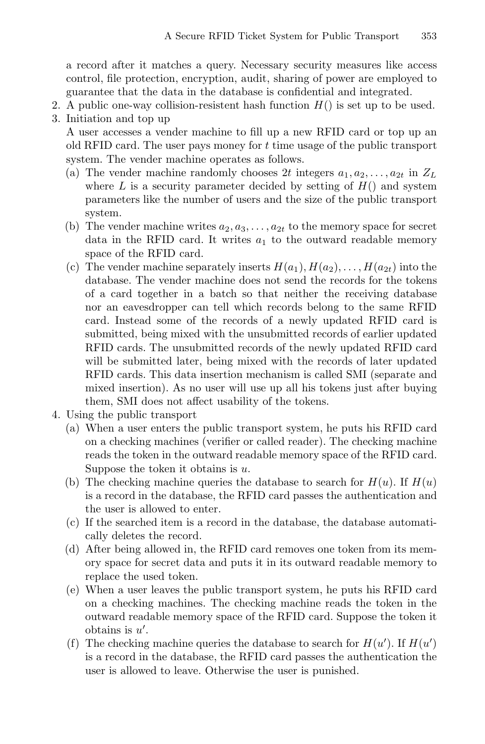a record after it matches a query. Necessary security measures like access control, file protection, encryption, audit, sharing of power are employed to guarantee that the data in the database is confidential and integrated.

2. A public one-way collision-resistent hash function $H()$ is set up to be used.
3. Initiation and top up
   A user accesses a vender machine to fill up a new RFID card or top up an old RFID card. The user pays money for $t$ time usage of the public transport system. The vender machine operates as follows.
   (a) The vender machine randomly chooses $2t$ integers $a_1, a_2, \ldots, a_{2t}$ in $Z_L$ where $L$ is a security parameter decided by setting of $H()$ and system parameters like the number of users and the size of the public transport system.
   (b) The vender machine writes $a_2, a_3, \ldots, a_{2t}$ to the memory space for secret data in the RFID card. It writes $a_1$ to the outward readable memory space of the RFID card.
   (c) The vender machine separately inserts $H(a_1), H(a_2), \ldots, H(a_{2t})$ into the database. The vender machine does not send the records for the tokens of a card together in a batch so that neither the receiving database nor an eavesdropper can tell which records belong to the same RFID card. Instead some of the records of a newly updated RFID card is submitted, being mixed with the unsubmitted records of earlier updated RFID cards. The unsubmitted records of the newly updated RFID card will be submitted later, being mixed with the records of later updated RFID cards. This data insertion mechanism is called SMI (separate and mixed insertion). As no user will use up all his tokens just after buying them, SMI does not affect usability of the tokens.
4. Using the public transport
   (a) When a user enters the public transport system, he puts his RFID card on a checking machines (verifier or called reader). The checking machine reads the token in the outward readable memory space of the RFID card. Suppose the token it obtains is $u$.
   (b) The checking machine queries the database to search for $H(u)$. If $H(u)$ is a record in the database, the RFID card passes the authentication and the user is allowed to enter.
   (c) If the searched item is a record in the database, the database automatically deletes the record.
   (d) After being allowed in, the RFID card removes one token from its memory space for secret data and puts it in its outward readable memory to replace the used token.
   (e) When a user leaves the public transport system, he puts his RFID card on a checking machines. The checking machine reads the token in the outward readable memory space of the RFID card. Suppose the token it obtains is $u'$.
   (f) The checking machine queries the database to search for $H(u')$. If $H(u')$ is a record in the database, the RFID card passes the authentication the user is allowed to leave. Otherwise the user is punished.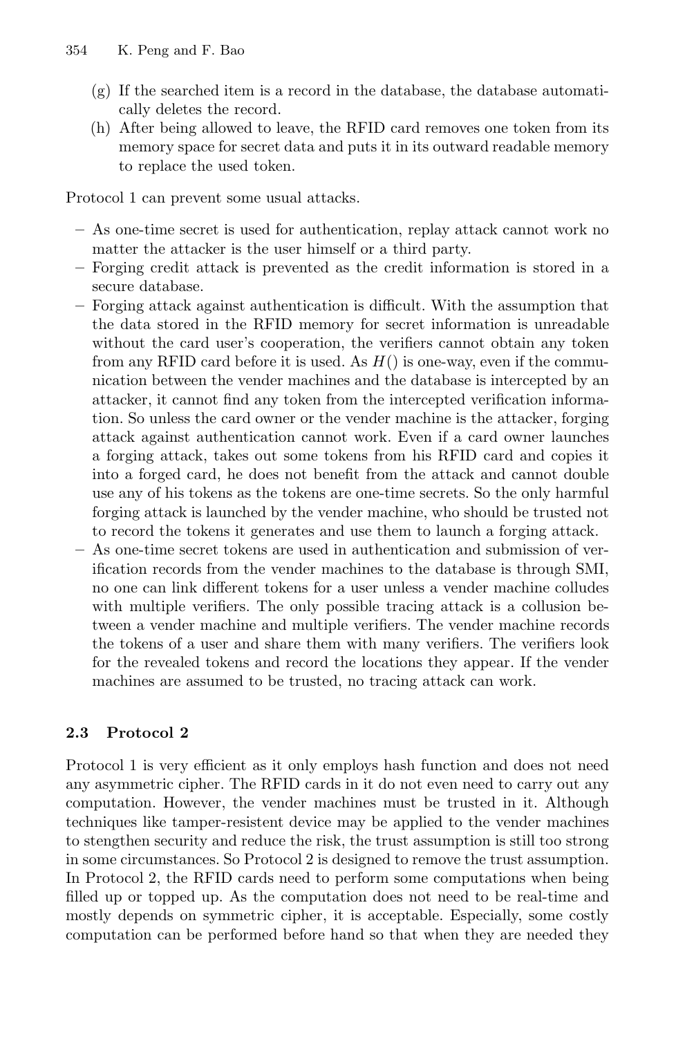(g) If the searched item is a record in the database, the database automatically deletes the record.

(h) After being allowed to leave, the RFID card removes one token from its memory space for secret data and puts it in its outward readable memory to replace the used token.

Protocol 1 can prevent some usual attacks.

- As one-time secret is used for authentication, replay attack cannot work no matter the attacker is the user himself or a third party.
- Forging credit attack is prevented as the credit information is stored in a secure database.
- Forging attack against authentication is difficult. With the assumption that the data stored in the RFID memory for secret information is unreadable without the card user's cooperation, the verifiers cannot obtain any token from any RFID card before it is used. As $H()$ is one-way, even if the communication between the vender machines and the database is intercepted by an attacker, it cannot find any token from the intercepted verification information. So unless the card owner or the vender machine is the attacker, forging attack against authentication cannot work. Even if a card owner launches a forging attack, takes out some tokens from his RFID card and copies it into a forged card, he does not benefit from the attack and cannot double use any of his tokens as the tokens are one-time secrets. So the only harmful forging attack is launched by the vender machine, who should be trusted not to record the tokens it generates and use them to launch a forging attack.
- As one-time secret tokens are used in authentication and submission of verification records from the vender machines to the database is through SMI, no one can link different tokens for a user unless a vender machine colludes with multiple verifiers. The only possible tracing attack is a collusion between a vender machine and multiple verifiers. The vender machine records the tokens of a user and share them with many verifiers. The verifiers look for the revealed tokens and record the locations they appear. If the vender machines are assumed to be trusted, no tracing attack can work.

### 2.3 Protocol 2

Protocol 1 is very efficient as it only employs hash function and does not need any asymmetric cipher. The RFID cards in it do not even need to carry out any computation. However, the vender machines must be trusted in it. Although techniques like tamper-resistent device may be applied to the vender machines to stengthen security and reduce the risk, the trust assumption is still too strong in some circumstances. So Protocol 2 is designed to remove the trust assumption. In Protocol 2, the RFID cards need to perform some computations when being filled up or topped up. As the computation does not need to be real-time and mostly depends on symmetric cipher, it is acceptable. Especially, some costly computation can be performed before hand so that when they are needed they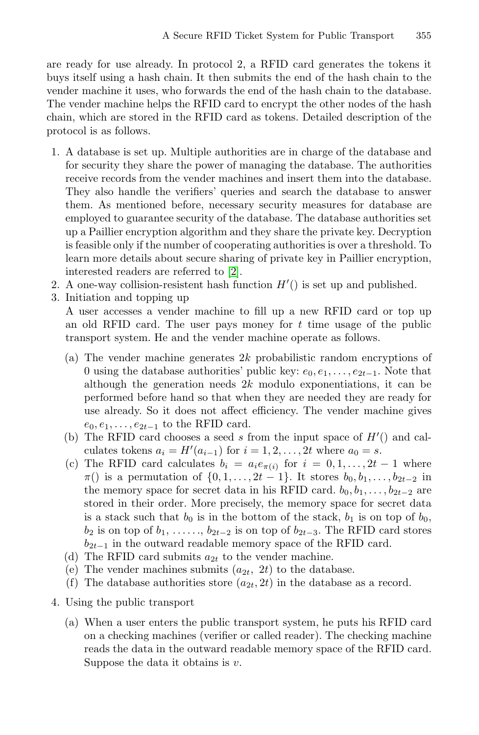are ready for use already. In protocol 2, a RFID card generates the tokens it buys itself using a hash chain. It then submits the end of the hash chain to the vender machine it uses, who forwards the end of the hash chain to the database. The vender machine helps the RFID card to encrypt the other nodes of the hash chain, which are stored in the RFID card as tokens. Detailed description of the protocol is as follows.

1. A database is set up. Multiple authorities are in charge of the database and for security they share the power of managing the database. The authorities receive records from the vender machines and insert them into the database. They also handle the verifiers' queries and search the database to answer them. As mentioned before, necessary security measures for database are employed to guarantee security of the database. The database authorities set up a Paillier encryption algorithm and they share the private key. Decryption is feasible only if the number of cooperating authorities is over a threshold. To learn more details about secure sharing of private key in Paillier encryption, interested readers are referred to [2].
2. A one-way collision-resistent hash function $H'()$ is set up and published.
3. Initiation and topping up
   A user accesses a vender machine to fill up a new RFID card or top up an old RFID card. The user pays money for $t$ time usage of the public transport system. He and the vender machine operate as follows.
   (a) The vender machine generates $2k$ probabilistic random encryptions of 0 using the database authorities' public key: $e_0, e_1, \ldots, e_{2t-1}$. Note that although the generation needs $2k$ modulo exponentiations, it can be performed before hand so that when they are needed they are ready for use already. So it does not affect efficiency. The vender machine gives $e_0, e_1, \ldots, e_{2t-1}$ to the RFID card.
   (b) The RFID card chooses a seed $s$ from the input space of $H'()$ and calculates tokens $a_i = H'(a_{i-1})$ for $i = 1, 2, \ldots, 2t$ where $a_0 = s$.
   (c) The RFID card calculates $b_i = a_i e_{\pi(i)}$ for $i = 0, 1, \ldots, 2t-1$ where $\pi()$ is a permutation of $\{0, 1, \ldots, 2t-1\}$. It stores $b_0, b_1, \ldots, b_{2t-2}$ in the memory space for secret data in his RFID card. $b_0, b_1, \ldots, b_{2t-2}$ are stored in their order. More precisely, the memory space for secret data is a stack such that $b_0$ is in the bottom of the stack, $b_1$ is on top of $b_0$, $b_2$ is on top of $b_1$, ......, $b_{2t-2}$ is on top of $b_{2t-3}$. The RFID card stores $b_{2t-1}$ in the outward readable memory space of the RFID card.
   (d) The RFID card submits $a_{2t}$ to the vender machine.
   (e) The vender machines submits $(a_{2t},\ 2t)$ to the database.
   (f) The database authorities store $(a_{2t}, 2t)$ in the database as a record.
4. Using the public transport
   (a) When a user enters the public transport system, he puts his RFID card on a checking machines (verifier or called reader). The checking machine reads the data in the outward readable memory space of the RFID card. Suppose the data it obtains is $v$.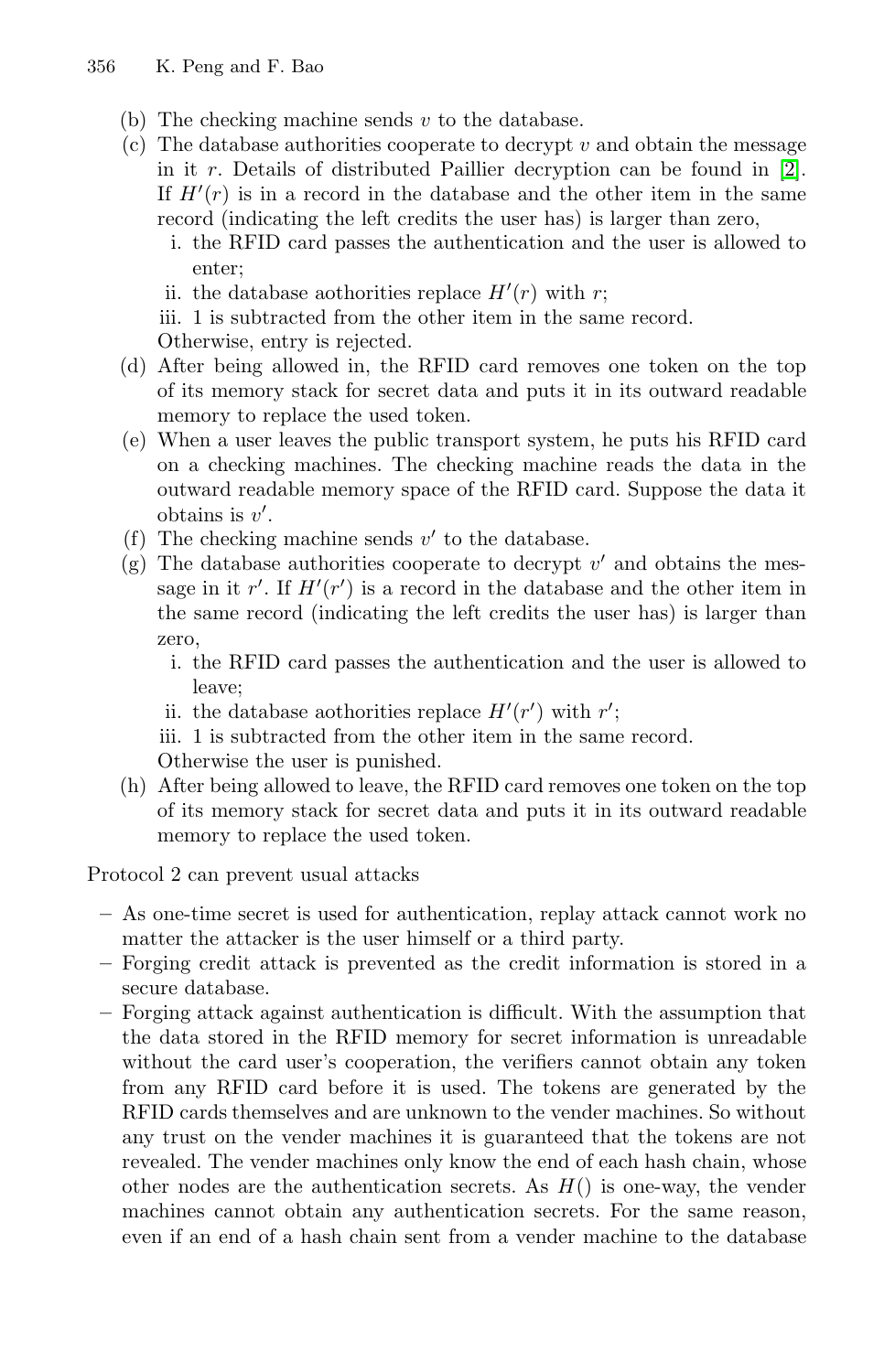(b) The checking machine sends $v$ to the database.
(c) The database authorities cooperate to decrypt $v$ and obtain the message in it $r$. Details of distributed Paillier decryption can be found in [2]. If $H'(r)$ is in a record in the database and the other item in the same record (indicating the left credits the user has) is larger than zero,
    i. the RFID card passes the authentication and the user is allowed to enter;
    ii. the database aothorities replace $H'(r)$ with $r$;
    iii. 1 is subtracted from the other item in the same record.

    Otherwise, entry is rejected.
(d) After being allowed in, the RFID card removes one token on the top of its memory stack for secret data and puts it in its outward readable memory to replace the used token.
(e) When a user leaves the public transport system, he puts his RFID card on a checking machines. The checking machine reads the data in the outward readable memory space of the RFID card. Suppose the data it obtains is $v'$.
(f) The checking machine sends $v'$ to the database.
(g) The database authorities cooperate to decrypt $v'$ and obtains the message in it $r'$. If $H'(r')$ is a record in the database and the other item in the same record (indicating the left credits the user has) is larger than zero,
    i. the RFID card passes the authentication and the user is allowed to leave;
    ii. the database aothorities replace $H'(r')$ with $r'$;
    iii. 1 is subtracted from the other item in the same record.

    Otherwise the user is punished.
(h) After being allowed to leave, the RFID card removes one token on the top of its memory stack for secret data and puts it in its outward readable memory to replace the used token.

Protocol 2 can prevent usual attacks

- As one-time secret is used for authentication, replay attack cannot work no matter the attacker is the user himself or a third party.
- Forging credit attack is prevented as the credit information is stored in a secure database.
- Forging attack against authentication is difficult. With the assumption that the data stored in the RFID memory for secret information is unreadable without the card user's cooperation, the verifiers cannot obtain any token from any RFID card before it is used. The tokens are generated by the RFID cards themselves and are unknown to the vender machines. So without any trust on the vender machines it is guaranteed that the tokens are not revealed. The vender machines only know the end of each hash chain, whose other nodes are the authentication secrets. As $H()$ is one-way, the vender machines cannot obtain any authentication secrets. For the same reason, even if an end of a hash chain sent from a vender machine to the database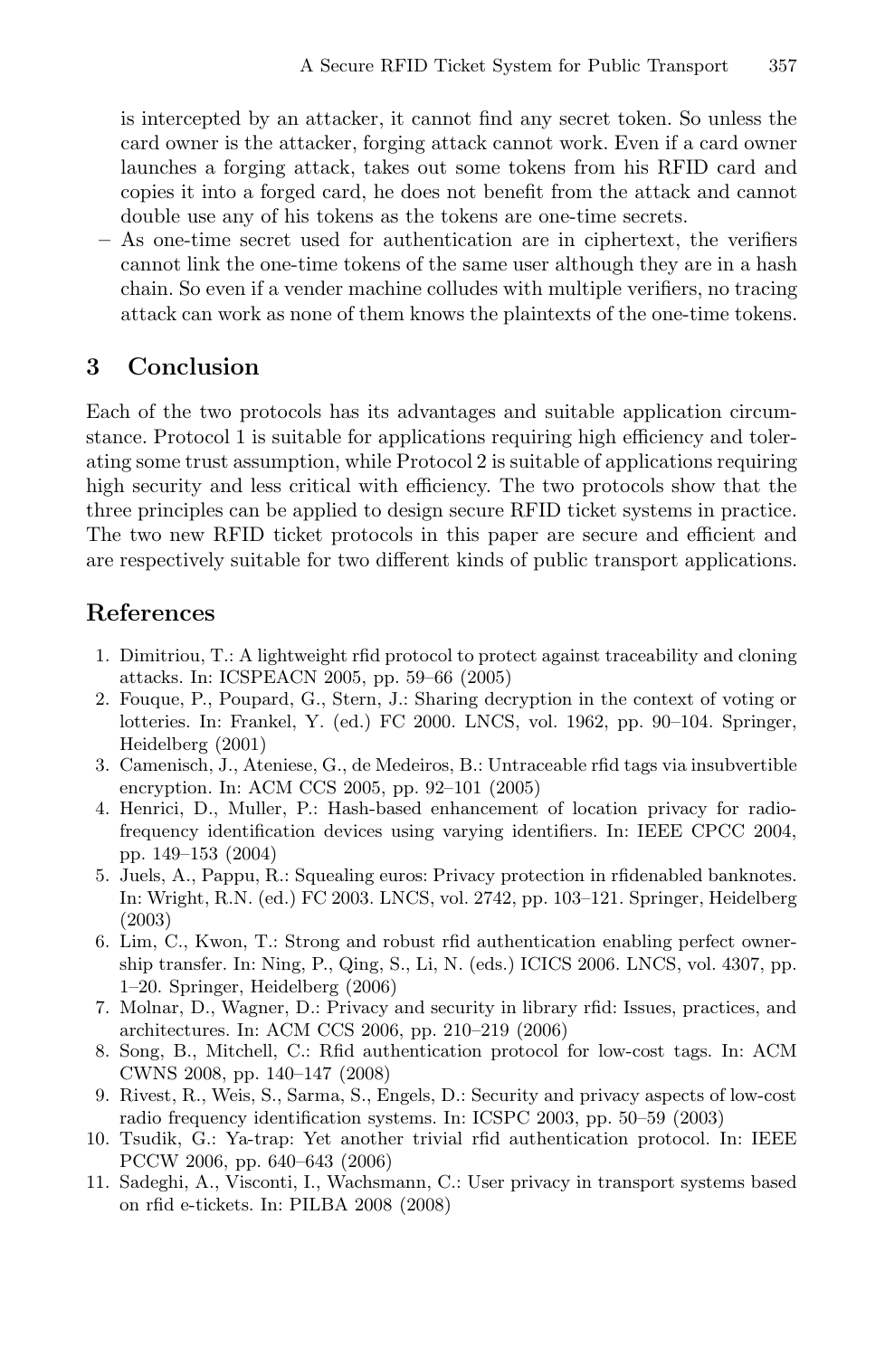is intercepted by an attacker, it cannot find any secret token. So unless the card owner is the attacker, forging attack cannot work. Even if a card owner launches a forging attack, takes out some tokens from his RFID card and copies it into a forged card, he does not benefit from the attack and cannot double use any of his tokens as the tokens are one-time secrets.

– As one-time secret used for authentication are in ciphertext, the verifiers cannot link the one-time tokens of the same user although they are in a hash chain. So even if a vender machine colludes with multiple verifiers, no tracing attack can work as none of them knows the plaintexts of the one-time tokens.

## 3 Conclusion

Each of the two protocols has its advantages and suitable application circumstance. Protocol 1 is suitable for applications requiring high efficiency and tolerating some trust assumption, while Protocol 2 is suitable of applications requiring high security and less critical with efficiency. The two protocols show that the three principles can be applied to design secure RFID ticket systems in practice. The two new RFID ticket protocols in this paper are secure and efficient and are respectively suitable for two different kinds of public transport applications.

## References

1. Dimitriou, T.: A lightweight rfid protocol to protect against traceability and cloning attacks. In: ICSPEACN 2005, pp. 59–66 (2005)
2. Fouque, P., Poupard, G., Stern, J.: Sharing decryption in the context of voting or lotteries. In: Frankel, Y. (ed.) FC 2000. LNCS, vol. 1962, pp. 90–104. Springer, Heidelberg (2001)
3. Camenisch, J., Ateniese, G., de Medeiros, B.: Untraceable rfid tags via insubvertible encryption. In: ACM CCS 2005, pp. 92–101 (2005)
4. Henrici, D., Muller, P.: Hash-based enhancement of location privacy for radio-frequency identification devices using varying identifiers. In: IEEE CPCC 2004, pp. 149–153 (2004)
5. Juels, A., Pappu, R.: Squealing euros: Privacy protection in rfidenabled banknotes. In: Wright, R.N. (ed.) FC 2003. LNCS, vol. 2742, pp. 103–121. Springer, Heidelberg (2003)
6. Lim, C., Kwon, T.: Strong and robust rfid authentication enabling perfect ownership transfer. In: Ning, P., Qing, S., Li, N. (eds.) ICICS 2006. LNCS, vol. 4307, pp. 1–20. Springer, Heidelberg (2006)
7. Molnar, D., Wagner, D.: Privacy and security in library rfid: Issues, practices, and architectures. In: ACM CCS 2006, pp. 210–219 (2006)
8. Song, B., Mitchell, C.: Rfid authentication protocol for low-cost tags. In: ACM CWNS 2008, pp. 140–147 (2008)
9. Rivest, R., Weis, S., Sarma, S., Engels, D.: Security and privacy aspects of low-cost radio frequency identification systems. In: ICSPC 2003, pp. 50–59 (2003)
10. Tsudik, G.: Ya-trap: Yet another trivial rfid authentication protocol. In: IEEE PCCW 2006, pp. 640–643 (2006)
11. Sadeghi, A., Visconti, I., Wachsmann, C.: User privacy in transport systems based on rfid e-tickets. In: PILBA 2008 (2008)